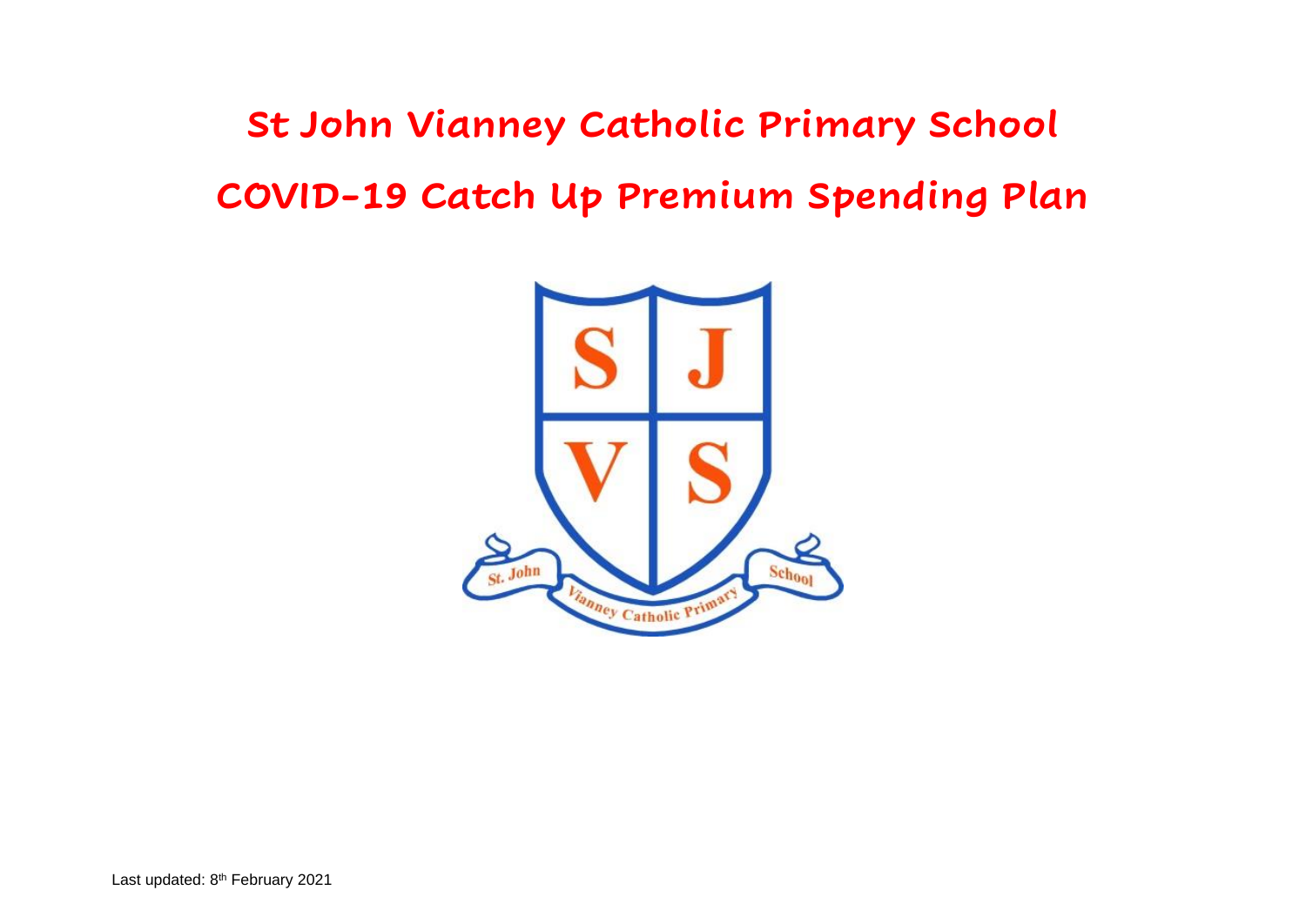# St John Vianney Catholic Primary School

# COVID-19 Catch Up Premium Spending Plan

Last updated: 8th February 2021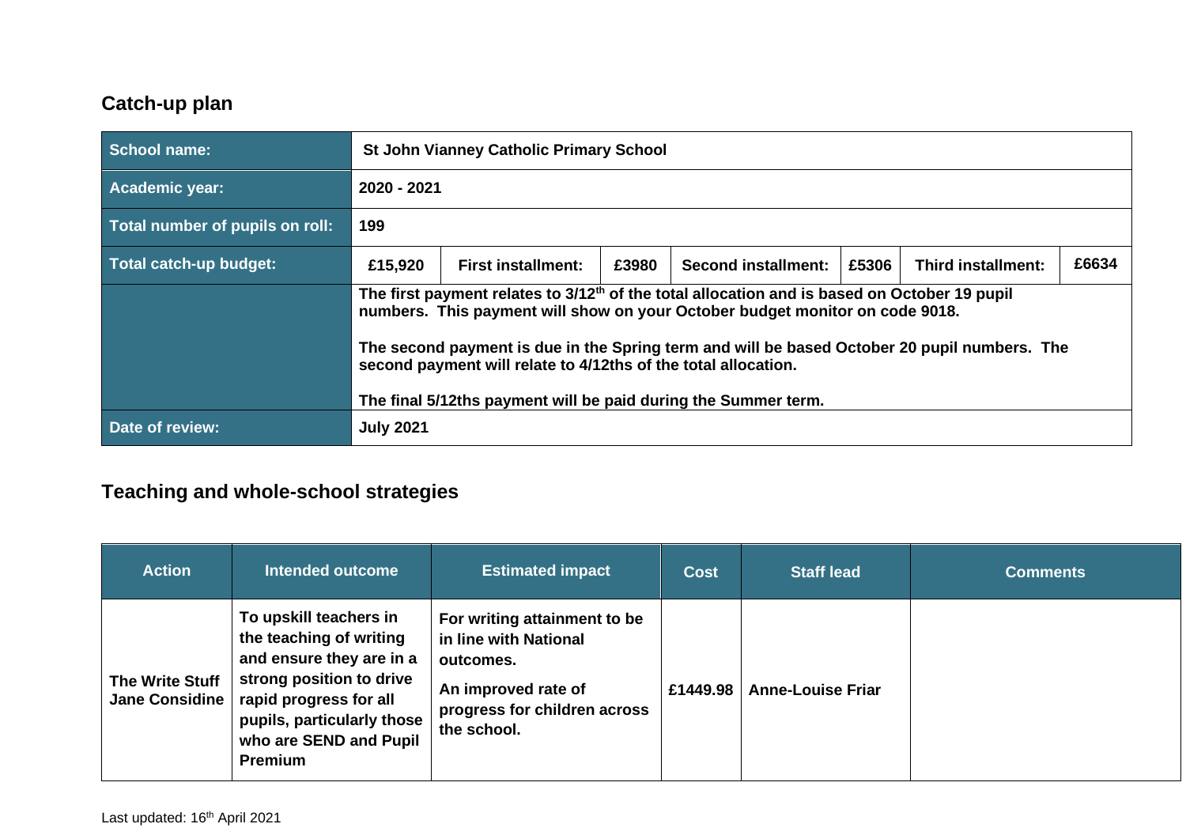## Catch-up plan

| School name: | St John Vianney Catholic Primary School | | | | | | |
|---|---|---|---|---|---|---|---|
| Academic year: | 2020 - 2021 | | | | | | |
| Total number of pupils on roll: | 199 | | | | | | |
| Total catch-up budget: | £15,920 | First installment: | £3980 | Second installment: | £5306 | Third installment: | £6634 |
| | The first payment relates to 3/12th of the total allocation and is based on October 19 pupil numbers. This payment will show on your October budget monitor on code 9018. The second payment is due in the Spring term and will be based October 20 pupil numbers. The second payment will relate to 4/12ths of the total allocation. The final 5/12ths payment will be paid during the Summer term. | | | | | | |
| Date of review: | July 2021 | | | | | | |

## Teaching and whole-school strategies

| Action | Intended outcome | Estimated impact | Cost | Staff lead | Comments |
|---|---|---|---|---|---|
| The Write Stuff Jane Considine | To upskill teachers in the teaching of writing and ensure they are in a strong position to drive rapid progress for all pupils, particularly those who are SEND and Pupil Premium | For writing attainment to be in line with National outcomes. An improved rate of progress for children across the school. | £1449.98 | Anne-Louise Friar | |

Last updated: 16th April 2021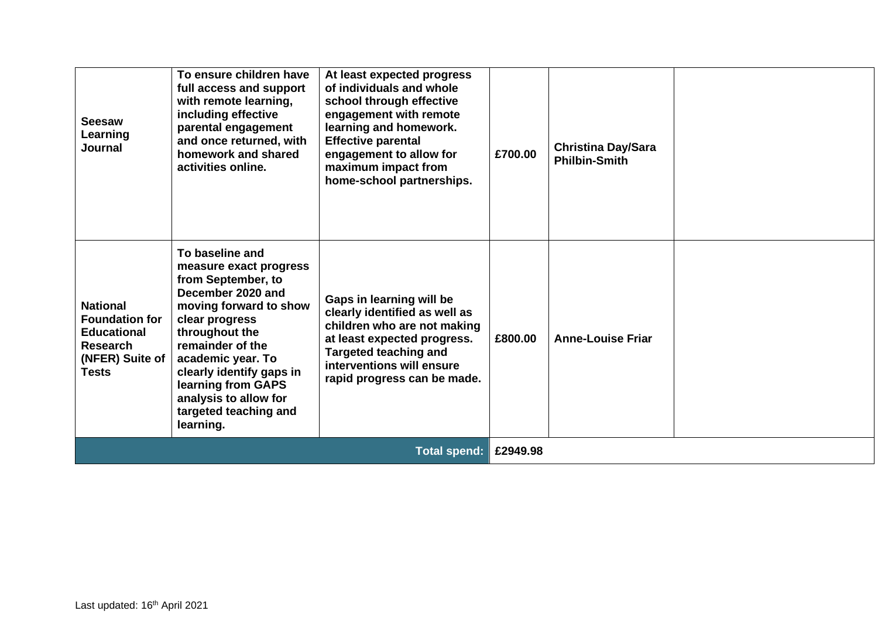| | | | | | |
|---|---|---|---|---|---|
| **Seesaw Learning Journal** | **To ensure children have full access and support with remote learning, including effective parental engagement and once returned, with homework and shared activities online.** | **At least expected progress of individuals and whole school through effective engagement with remote learning and homework. Effective parental engagement to allow for maximum impact from home-school partnerships.** | **£700.00** | **Christina Day/Sara Philbin-Smith** | |
| **National Foundation for Educational Research (NFER) Suite of Tests** | **To baseline and measure exact progress from September, to December 2020 and moving forward to show clear progress throughout the remainder of the academic year. To clearly identify gaps in learning from GAPS analysis to allow for targeted teaching and learning.** | **Gaps in learning will be clearly identified as well as children who are not making at least expected progress. Targeted teaching and interventions will ensure rapid progress can be made.** | **£800.00** | **Anne-Louise Friar** | |
| | | **Total spend:** | **£2949.98** | | |

Last updated: 16th April 2021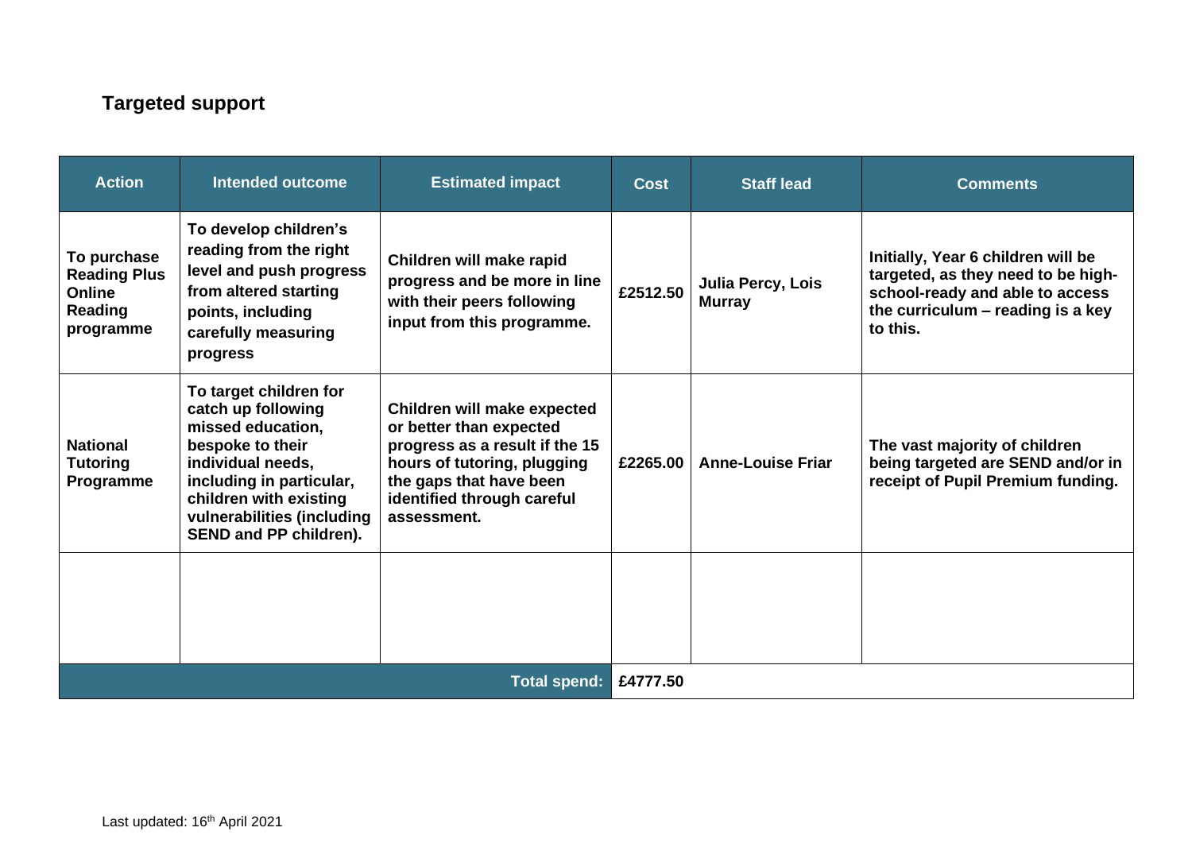## Targeted support

| Action | Intended outcome | Estimated impact | Cost | Staff lead | Comments |
|---|---|---|---|---|---|
| **To purchase Reading Plus Online Reading programme** | **To develop children's reading from the right level and push progress from altered starting points, including carefully measuring progress** | **Children will make rapid progress and be more in line with their peers following input from this programme.** | **£2512.50** | **Julia Percy, Lois Murray** | **Initially, Year 6 children will be targeted, as they need to be high-school-ready and able to access the curriculum – reading is a key to this.** |
| **National Tutoring Programme** | **To target children for catch up following missed education, bespoke to their individual needs, including in particular, children with existing vulnerabilities (including SEND and PP children).** | **Children will make expected or better than expected progress as a result if the 15 hours of tutoring, plugging the gaps that have been identified through careful assessment.** | **£2265.00** | **Anne-Louise Friar** | **The vast majority of children being targeted are SEND and/or in receipt of Pupil Premium funding.** |
| | | | | | |
| | | **Total spend:** | **£4777.50** | | |

Last updated: 16th April 2021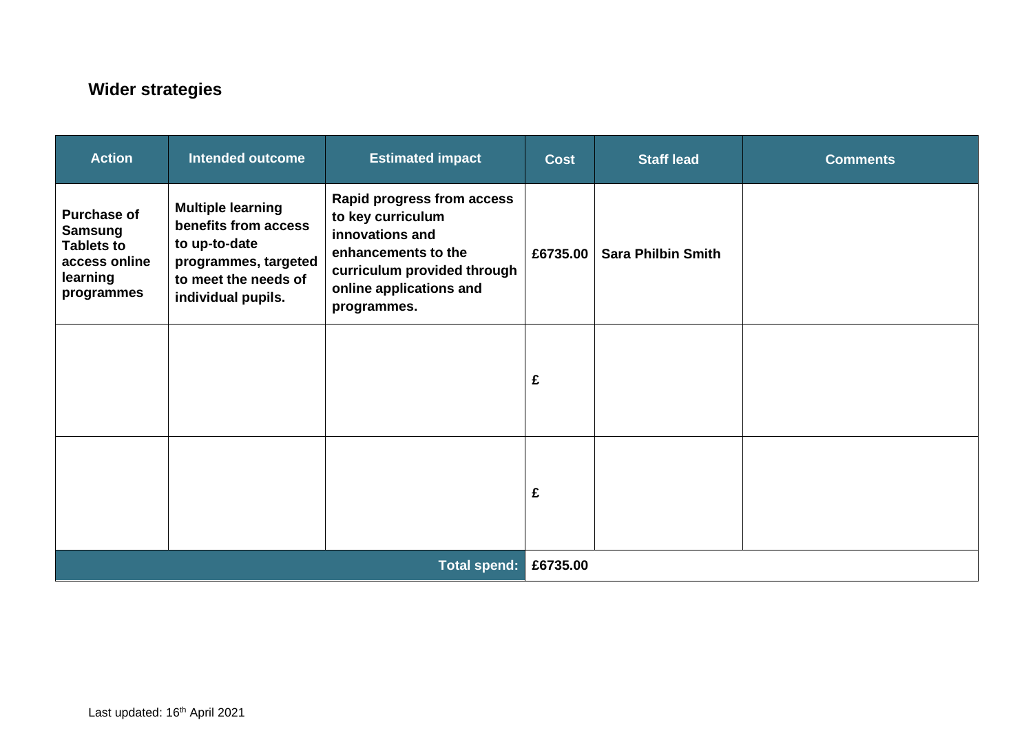## Wider strategies

| Action | Intended outcome | Estimated impact | Cost | Staff lead | Comments |
|---|---|---|---|---|---|
| **Purchase of Samsung Tablets to access online learning programmes** | **Multiple learning benefits from access to up-to-date programmes, targeted to meet the needs of individual pupils.** | **Rapid progress from access to key curriculum innovations and enhancements to the curriculum provided through online applications and programmes.** | **£6735.00** | **Sara Philbin Smith** | |
| | | | **£** | | |
| | | | **£** | | |
| | | **Total spend:** | **£6735.00** | | |

Last updated: 16th April 2021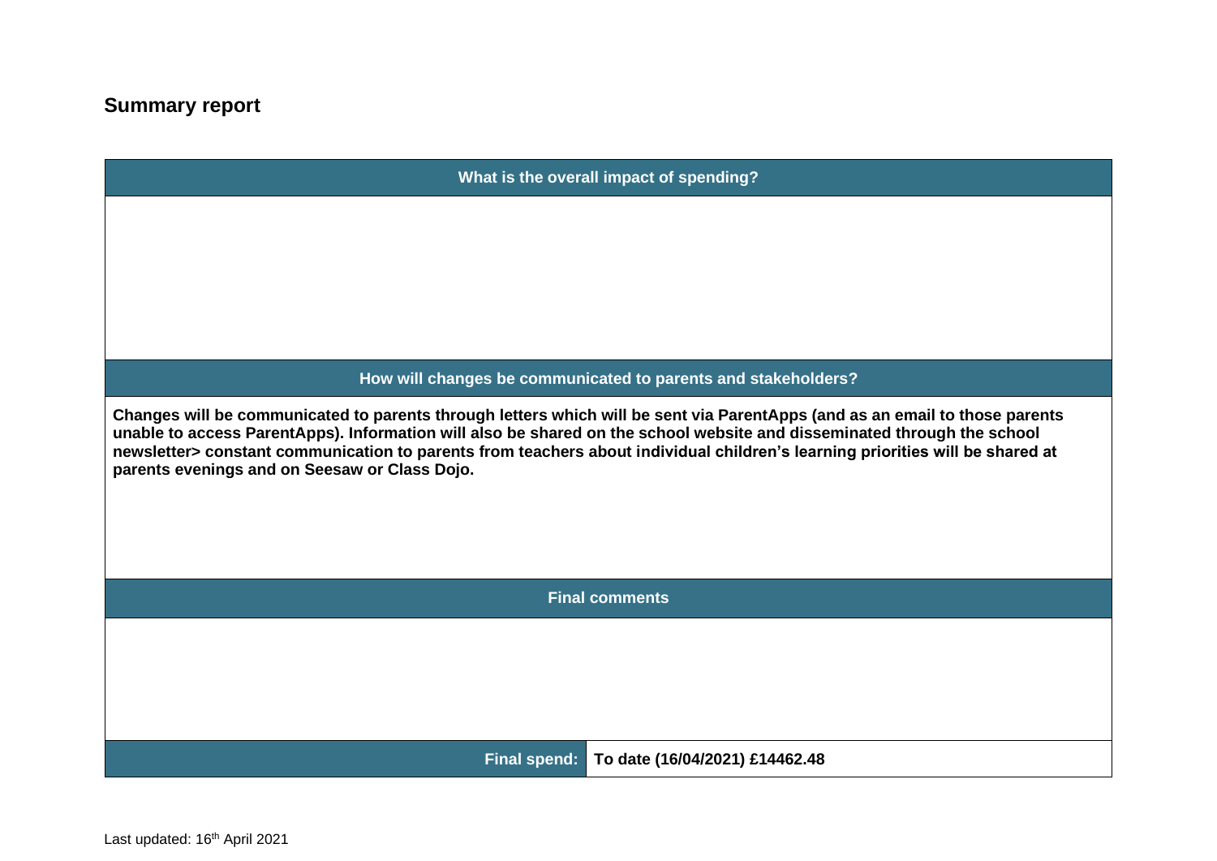## Summary report

| What is the overall impact of spending? | |
|---|---|
| | |
| **How will changes be communicated to parents and stakeholders?** | |
| **Changes will be communicated to parents through letters which will be sent via ParentApps (and as an email to those parents unable to access ParentApps). Information will also be shared on the school website and disseminated through the school newsletter> constant communication to parents from teachers about individual children's learning priorities will be shared at parents evenings and on Seesaw or Class Dojo.** | |
| **Final comments** | |
| | |
| **Final spend:** | **To date (16/04/2021) £14462.48** |

Last updated: 16th April 2021